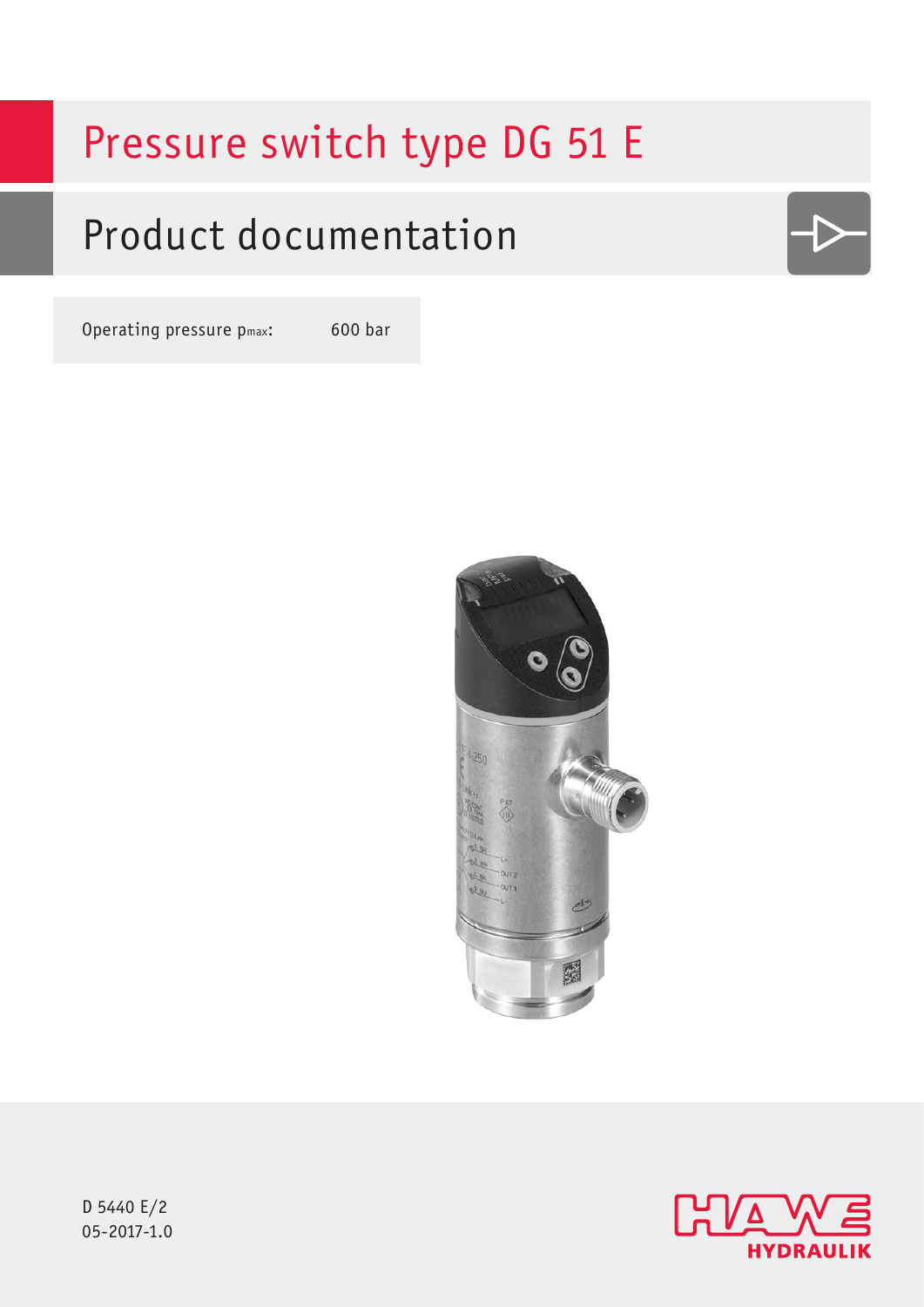# Pressure switch type DG 51 E

## Product documentation

| Operating pressure $p_{max}$: | 600 bar |
| --- | --- |

D 5440 E/2
05-2017-1.0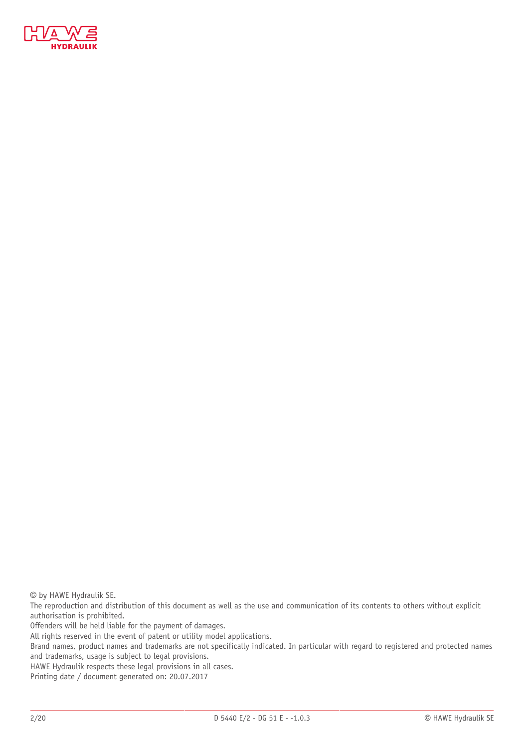© by HAWE Hydraulik SE.

The reproduction and distribution of this document as well as the use and communication of its contents to others without explicit authorisation is prohibited.

Offenders will be held liable for the payment of damages.

All rights reserved in the event of patent or utility model applications.

Brand names, product names and trademarks are not specifically indicated. In particular with regard to registered and protected names and trademarks, usage is subject to legal provisions.

HAWE Hydraulik respects these legal provisions in all cases.

Printing date / document generated on: 20.07.2017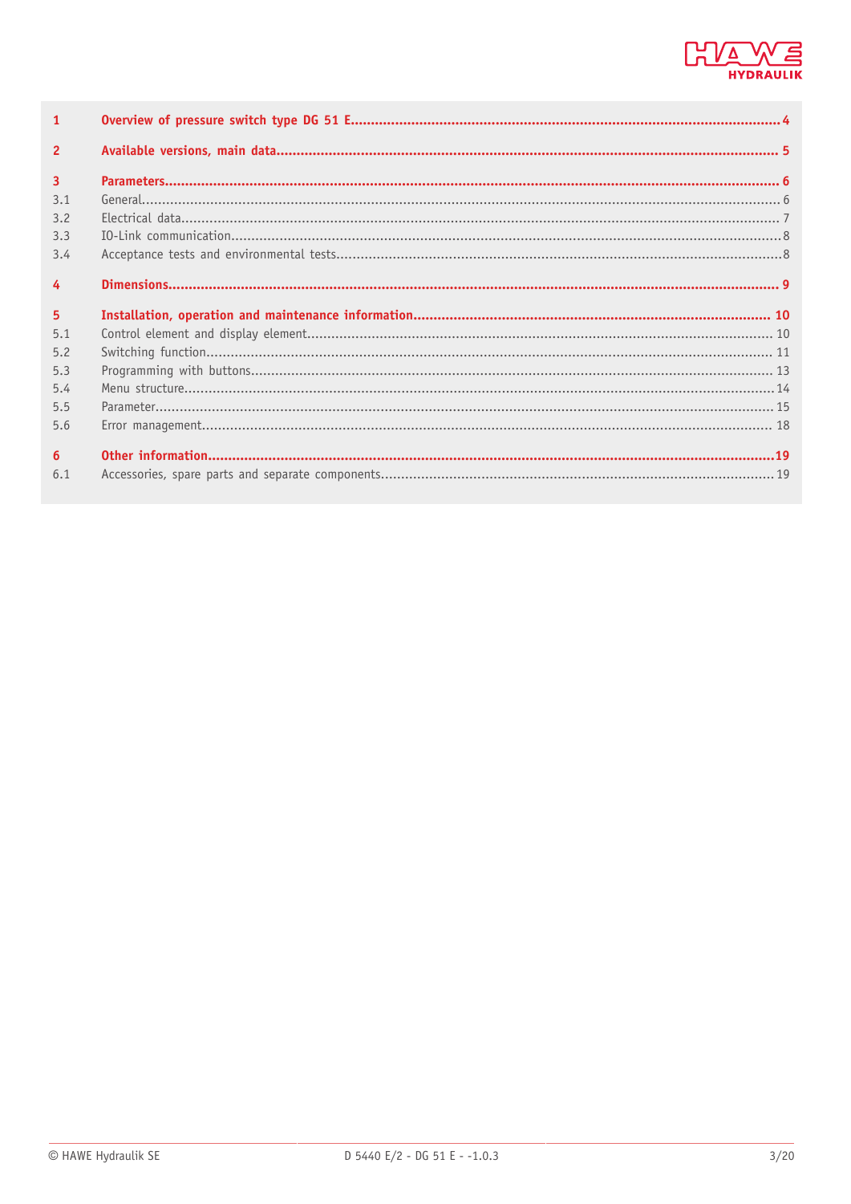| | | |
|---|---|---|
| **1** | **Overview of pressure switch type DG 51 E** | **4** |
| **2** | **Available versions, main data** | **5** |
| **3** | **Parameters** | **6** |
| 3.1 | General | 6 |
| 3.2 | Electrical data | 7 |
| 3.3 | IO-Link communication | 8 |
| 3.4 | Acceptance tests and environmental tests | 8 |
| **4** | **Dimensions** | **9** |
| **5** | **Installation, operation and maintenance information** | **10** |
| 5.1 | Control element and display element | 10 |
| 5.2 | Switching function | 11 |
| 5.3 | Programming with buttons | 13 |
| 5.4 | Menu structure | 14 |
| 5.5 | Parameter | 15 |
| 5.6 | Error management | 18 |
| **6** | **Other information** | **19** |
| 6.1 | Accessories, spare parts and separate components | 19 |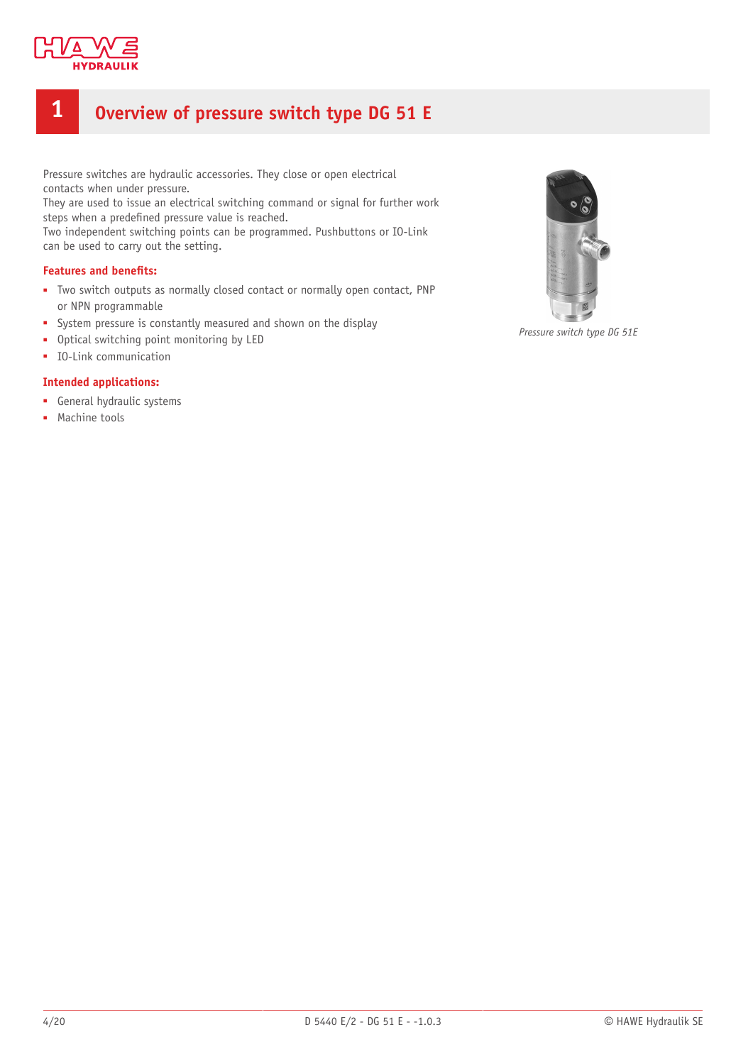# 1 Overview of pressure switch type DG 51 E

Pressure switches are hydraulic accessories. They close or open electrical contacts when under pressure.
They are used to issue an electrical switching command or signal for further work steps when a predefined pressure value is reached.
Two independent switching points can be programmed. Pushbuttons or IO-Link can be used to carry out the setting.

**Features and benefits:**

- Two switch outputs as normally closed contact or normally open contact, PNP or NPN programmable
- System pressure is constantly measured and shown on the display
- Optical switching point monitoring by LED
- IO-Link communication

**Intended applications:**

- General hydraulic systems
- Machine tools

*Pressure switch type DG 51E*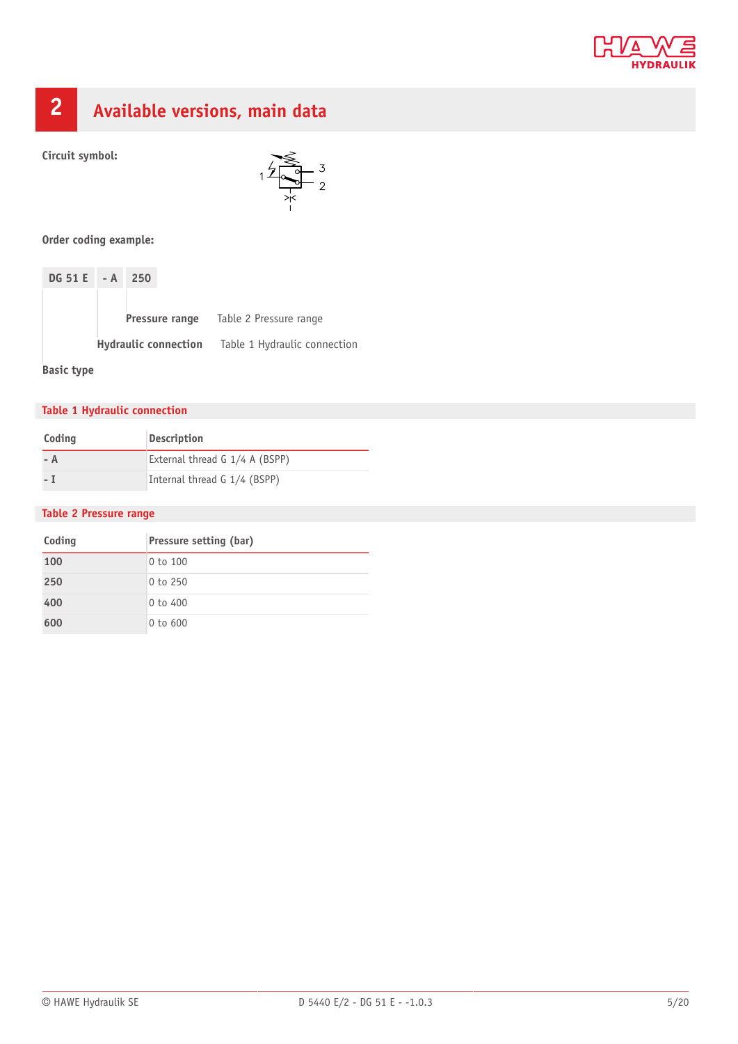## 2 Available versions, main data

**Circuit symbol:**

**Order coding example:**

| DG 51 E | - A | 250 |
|---|---|---|

- **Pressure range** — Table 2 Pressure range
- **Hydraulic connection** — Table 1 Hydraulic connection
- **Basic type**

### Table 1 Hydraulic connection

| Coding | Description |
|---|---|
| - A | External thread G 1/4 A (BSPP) |
| - I | Internal thread G 1/4 (BSPP) |

### Table 2 Pressure range

| Coding | Pressure setting (bar) |
|---|---|
| 100 | 0 to 100 |
| 250 | 0 to 250 |
| 400 | 0 to 400 |
| 600 | 0 to 600 |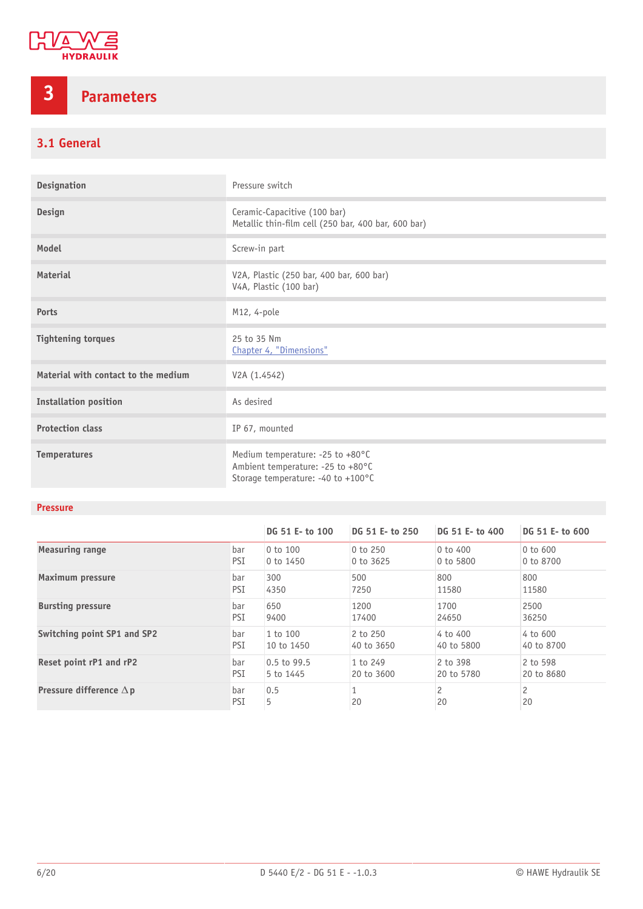# 3 Parameters

## 3.1 General

| | |
|---|---|
| **Designation** | Pressure switch |
| **Design** | Ceramic-Capacitive (100 bar)<br>Metallic thin-film cell (250 bar, 400 bar, 600 bar) |
| **Model** | Screw-in part |
| **Material** | V2A, Plastic (250 bar, 400 bar, 600 bar)<br>V4A, Plastic (100 bar) |
| **Ports** | M12, 4-pole |
| **Tightening torques** | 25 to 35 Nm<br>Chapter 4, "Dimensions" |
| **Material with contact to the medium** | V2A (1.4542) |
| **Installation position** | As desired |
| **Protection class** | IP 67, mounted |
| **Temperatures** | Medium temperature: -25 to +80°C<br>Ambient temperature: -25 to +80°C<br>Storage temperature: -40 to +100°C |

### Pressure

| | | DG 51 E- to 100 | DG 51 E- to 250 | DG 51 E- to 400 | DG 51 E- to 600 |
|---|---|---|---|---|---|
| **Measuring range** | bar<br>PSI | 0 to 100<br>0 to 1450 | 0 to 250<br>0 to 3625 | 0 to 400<br>0 to 5800 | 0 to 600<br>0 to 8700 |
| **Maximum pressure** | bar<br>PSI | 300<br>4350 | 500<br>7250 | 800<br>11580 | 800<br>11580 |
| **Bursting pressure** | bar<br>PSI | 650<br>9400 | 1200<br>17400 | 1700<br>24650 | 2500<br>36250 |
| **Switching point SP1 and SP2** | bar<br>PSI | 1 to 100<br>10 to 1450 | 2 to 250<br>40 to 3650 | 4 to 400<br>40 to 5800 | 4 to 600<br>40 to 8700 |
| **Reset point rP1 and rP2** | bar<br>PSI | 0.5 to 99.5<br>5 to 1445 | 1 to 249<br>20 to 3600 | 2 to 398<br>20 to 5780 | 2 to 598<br>20 to 8680 |
| **Pressure difference $\Delta p$** | bar<br>PSI | 0.5<br>5 | 1<br>20 | 2<br>20 | 2<br>20 |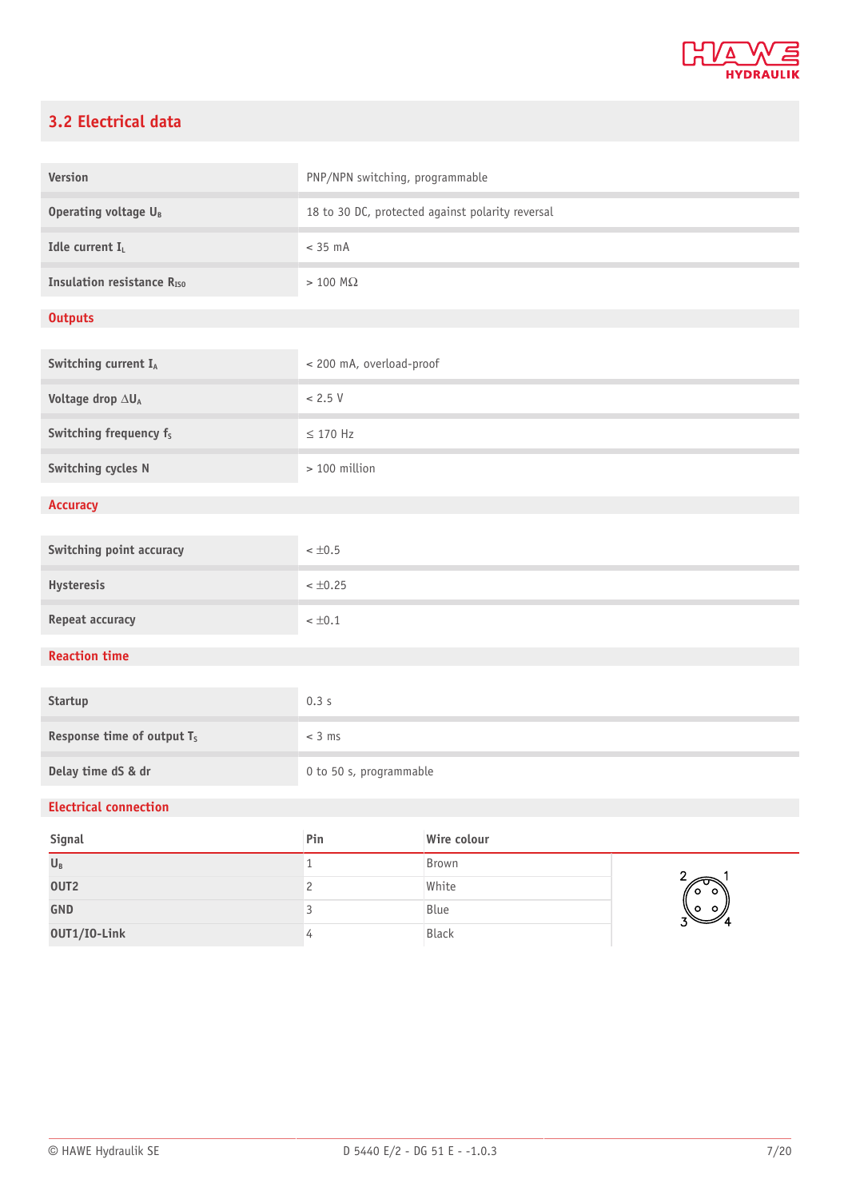## 3.2 Electrical data

| | |
|---|---|
| Version | PNP/NPN switching, programmable |
| Operating voltage $U_B$ | 18 to 30 DC, protected against polarity reversal |
| Idle current $I_L$ | < 35 mA |
| Insulation resistance $R_{ISO}$ | > 100 MΩ |

### Outputs

| | |
|---|---|
| Switching current $I_A$ | < 200 mA, overload-proof |
| Voltage drop $\Delta U_A$ | < 2.5 V |
| Switching frequency $f_S$ | ≤ 170 Hz |
| Switching cycles N | > 100 million |

### Accuracy

| | |
|---|---|
| Switching point accuracy | < ±0.5 |
| Hysteresis | < ±0.25 |
| Repeat accuracy | < ±0.1 |

### Reaction time

| | |
|---|---|
| Startup | 0.3 s |
| Response time of output $T_S$ | < 3 ms |
| Delay time dS & dr | 0 to 50 s, programmable |

### Electrical connection

| Signal | Pin | Wire colour |
|---|---|---|
| $U_B$ | 1 | Brown |
| OUT2 | 2 | White |
| GND | 3 | Blue |
| OUT1/IO-Link | 4 | Black |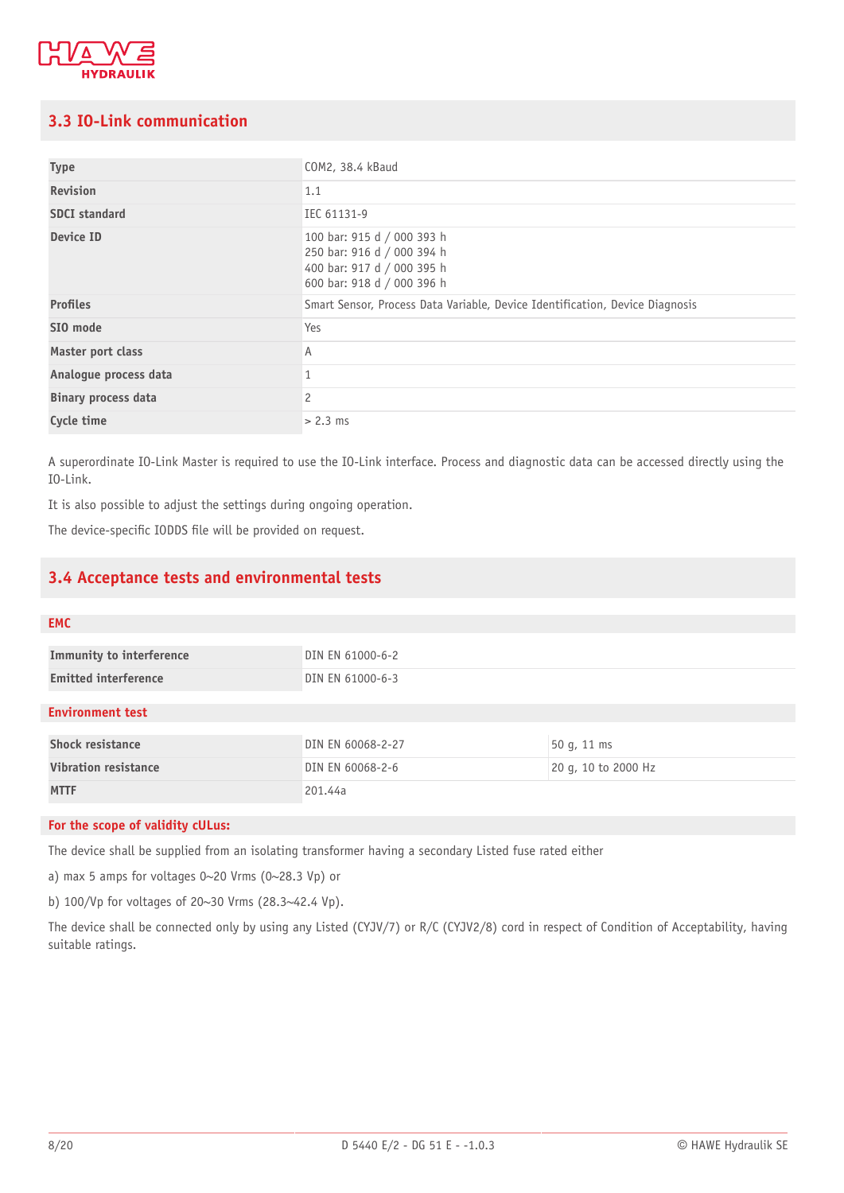## 3.3 IO-Link communication

| | |
|---|---|
| **Type** | COM2, 38.4 kBaud |
| **Revision** | 1.1 |
| **SDCI standard** | IEC 61131-9 |
| **Device ID** | 100 bar: 915 d / 000 393 h<br>250 bar: 916 d / 000 394 h<br>400 bar: 917 d / 000 395 h<br>600 bar: 918 d / 000 396 h |
| **Profiles** | Smart Sensor, Process Data Variable, Device Identification, Device Diagnosis |
| **SIO mode** | Yes |
| **Master port class** | A |
| **Analogue process data** | 1 |
| **Binary process data** | 2 |
| **Cycle time** | > 2.3 ms |

A superordinate IO-Link Master is required to use the IO-Link interface. Process and diagnostic data can be accessed directly using the IO-Link.

It is also possible to adjust the settings during ongoing operation.

The device-specific IODDS file will be provided on request.

## 3.4 Acceptance tests and environmental tests

### EMC

| | |
|---|---|
| **Immunity to interference** | DIN EN 61000-6-2 |
| **Emitted interference** | DIN EN 61000-6-3 |

### Environment test

| | | |
|---|---|---|
| **Shock resistance** | DIN EN 60068-2-27 | 50 g, 11 ms |
| **Vibration resistance** | DIN EN 60068-2-6 | 20 g, 10 to 2000 Hz |
| **MTTF** | 201.44a | |

### For the scope of validity cULus:

The device shall be supplied from an isolating transformer having a secondary Listed fuse rated either

a) max 5 amps for voltages 0~20 Vrms (0~28.3 Vp) or

b) 100/Vp for voltages of 20~30 Vrms (28.3~42.4 Vp).

The device shall be connected only by using any Listed (CYJV/7) or R/C (CYJV2/8) cord in respect of Condition of Acceptability, having suitable ratings.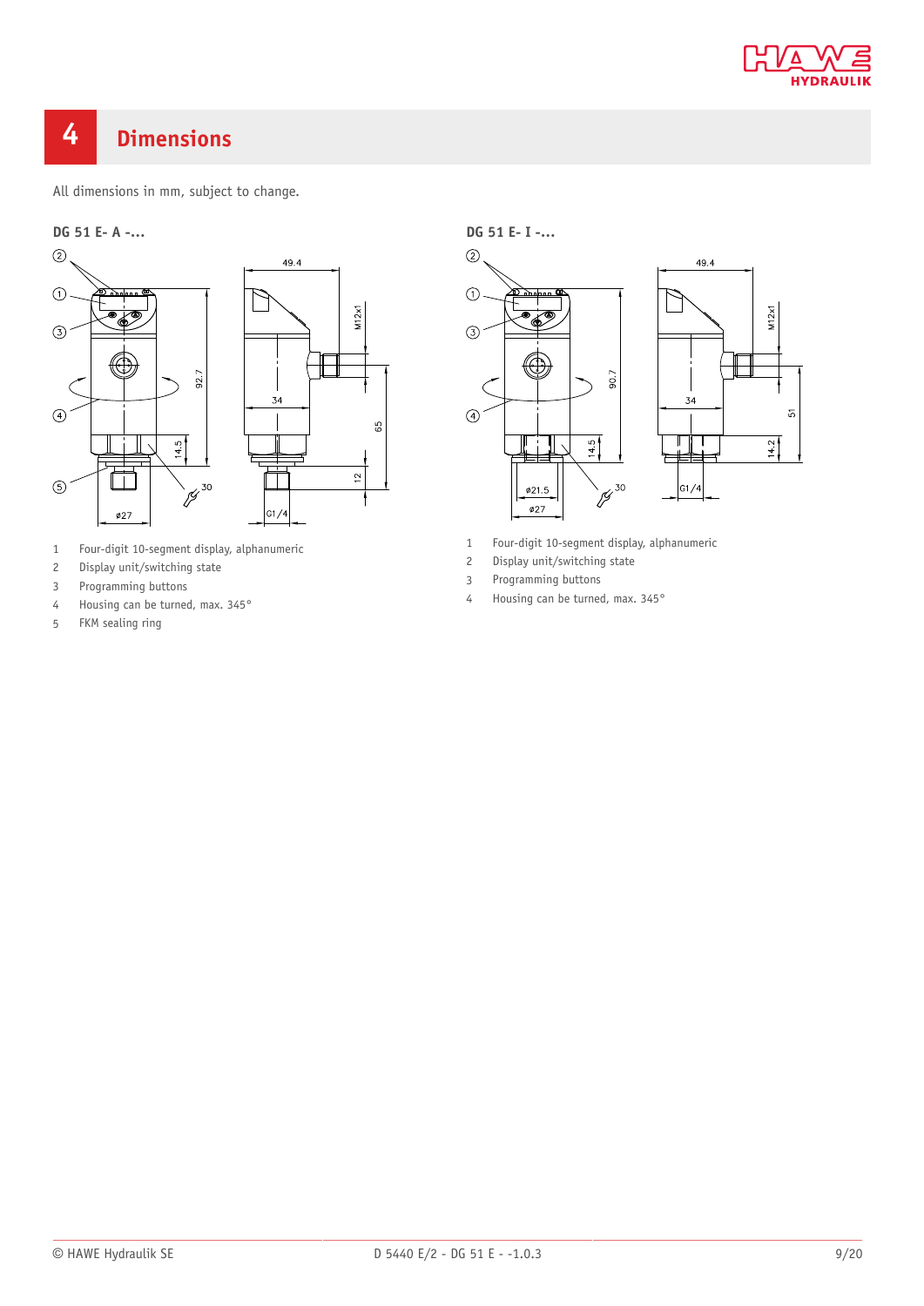# 4 Dimensions

All dimensions in mm, subject to change.

**DG 51 E- A -...**

1. Four-digit 10-segment display, alphanumeric
2. Display unit/switching state
3. Programming buttons
4. Housing can be turned, max. 345°
5. FKM sealing ring

**DG 51 E- I -...**

1. Four-digit 10-segment display, alphanumeric
2. Display unit/switching state
3. Programming buttons
4. Housing can be turned, max. 345°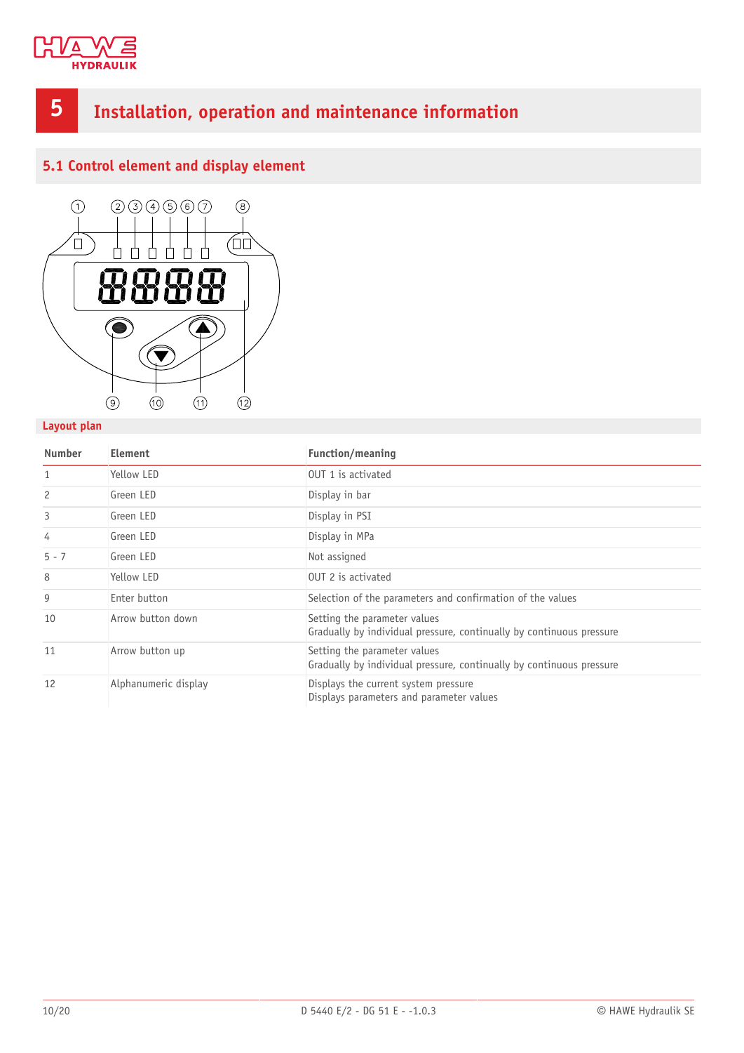# 5 Installation, operation and maintenance information

## 5.1 Control element and display element

**Layout plan**

| Number | Element | Function/meaning |
|---|---|---|
| 1 | Yellow LED | OUT 1 is activated |
| 2 | Green LED | Display in bar |
| 3 | Green LED | Display in PSI |
| 4 | Green LED | Display in MPa |
| 5 - 7 | Green LED | Not assigned |
| 8 | Yellow LED | OUT 2 is activated |
| 9 | Enter button | Selection of the parameters and confirmation of the values |
| 10 | Arrow button down | Setting the parameter values<br>Gradually by individual pressure, continually by continuous pressure |
| 11 | Arrow button up | Setting the parameter values<br>Gradually by individual pressure, continually by continuous pressure |
| 12 | Alphanumeric display | Displays the current system pressure<br>Displays parameters and parameter values |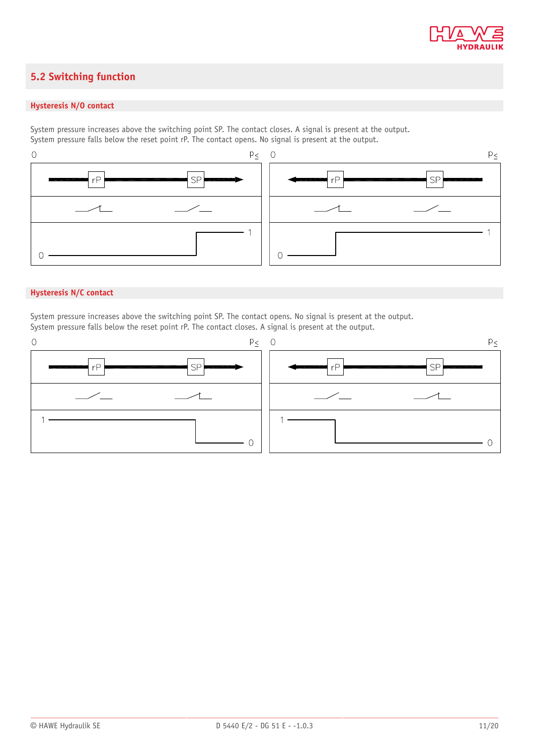## 5.2 Switching function

### Hysteresis N/O contact

System pressure increases above the switching point SP. The contact closes. A signal is present at the output.
System pressure falls below the reset point rP. The contact opens. No signal is present at the output.

### Hysteresis N/C contact

System pressure increases above the switching point SP. The contact opens. No signal is present at the output.
System pressure falls below the reset point rP. The contact closes. A signal is present at the output.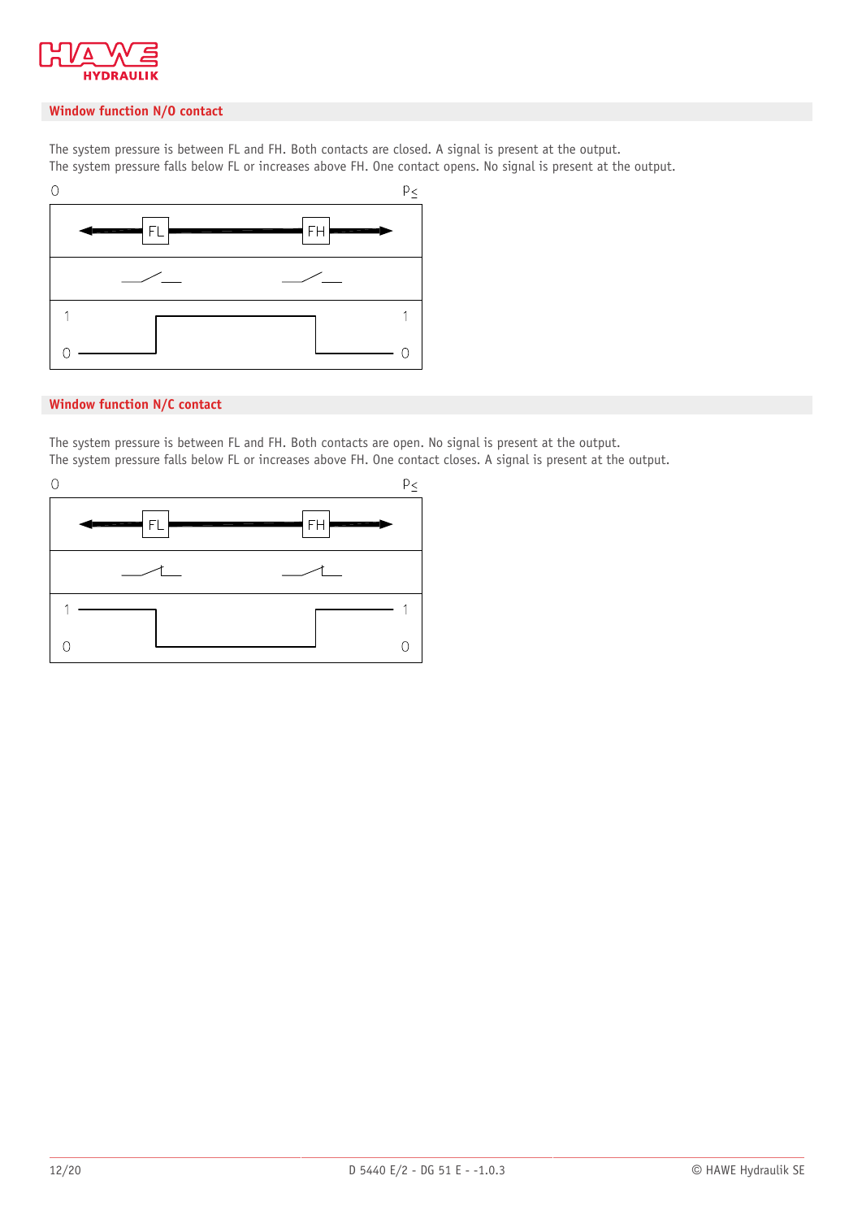## Window function N/O contact

The system pressure is between FL and FH. Both contacts are closed. A signal is present at the output.
The system pressure falls below FL or increases above FH. One contact opens. No signal is present at the output.

## Window function N/C contact

The system pressure is between FL and FH. Both contacts are open. No signal is present at the output.
The system pressure falls below FL or increases above FH. One contact closes. A signal is present at the output.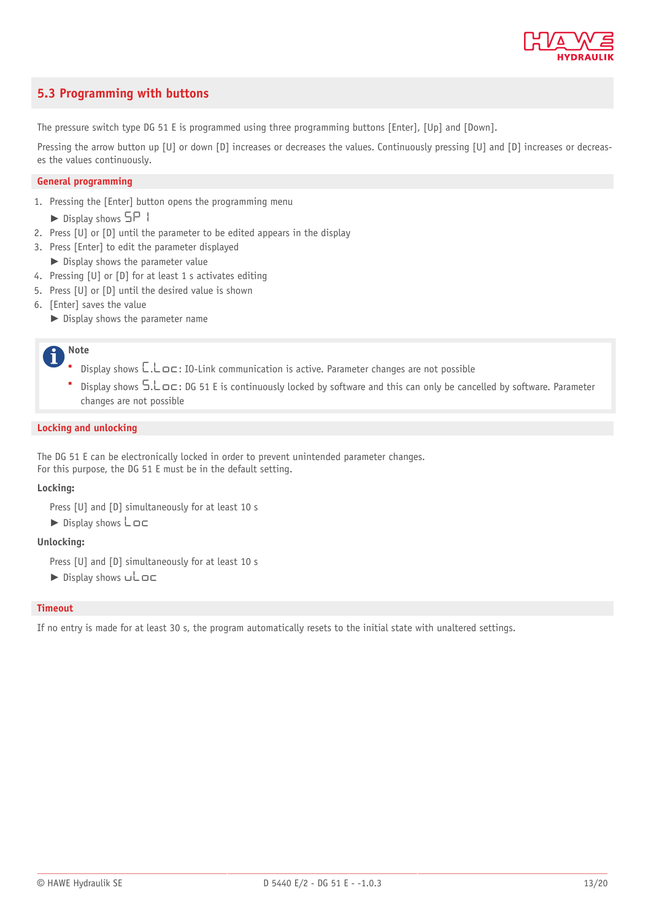## 5.3 Programming with buttons

The pressure switch type DG 51 E is programmed using three programming buttons [Enter], [Up] and [Down].

Pressing the arrow button up [U] or down [D] increases or decreases the values. Continuously pressing [U] and [D] increases or decreases the values continuously.

### General programming

1. Pressing the [Enter] button opens the programming menu
   ▶ Display shows SP 1
2. Press [U] or [D] until the parameter to be edited appears in the display
3. Press [Enter] to edit the parameter displayed
   ▶ Display shows the parameter value
4. Pressing [U] or [D] for at least 1 s activates editing
5. Press [U] or [D] until the desired value is shown
6. [Enter] saves the value
   ▶ Display shows the parameter name

> **Note**
> - Display shows C.Loc: IO-Link communication is active. Parameter changes are not possible
> - Display shows S.Loc: DG 51 E is continuously locked by software and this can only be cancelled by software. Parameter changes are not possible

### Locking and unlocking

The DG 51 E can be electronically locked in order to prevent unintended parameter changes.
For this purpose, the DG 51 E must be in the default setting.

**Locking:**

Press [U] and [D] simultaneously for at least 10 s
▶ Display shows Loc

**Unlocking:**

Press [U] and [D] simultaneously for at least 10 s
▶ Display shows uLoc

### Timeout

If no entry is made for at least 30 s, the program automatically resets to the initial state with unaltered settings.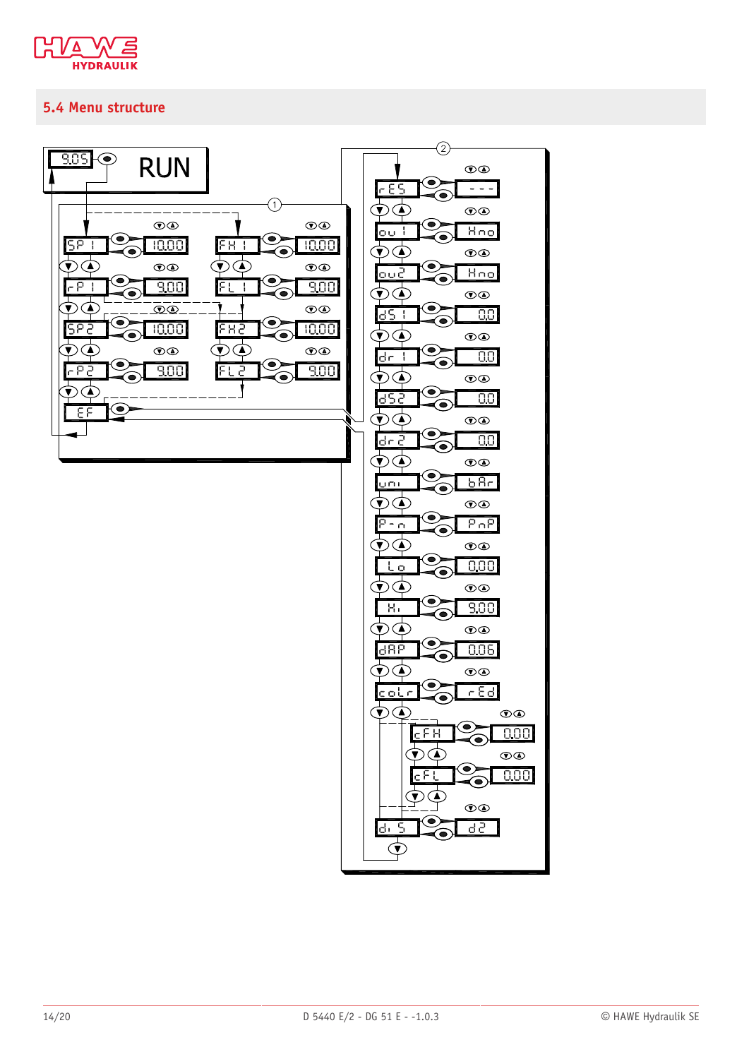## 5.4 Menu structure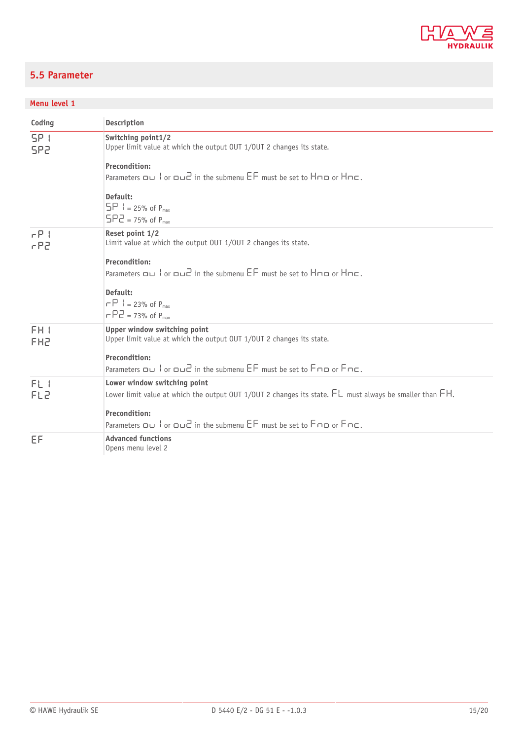## 5.5 Parameter

### Menu level 1

| Coding | Description |
|---|---|
| SP1<br>SP2 | **Switching point1/2**<br>Upper limit value at which the output OUT 1/OUT 2 changes its state.<br><br>**Precondition:**<br>Parameters ou1 or ou2 in the submenu EF must be set to Hno or Hnc.<br><br>**Default:**<br>SP1 = 25% of $P_{max}$<br>SP2 = 75% of $P_{max}$ |
| rP1<br>rP2 | **Reset point 1/2**<br>Limit value at which the output OUT 1/OUT 2 changes its state.<br><br>**Precondition:**<br>Parameters ou1 or ou2 in the submenu EF must be set to Hno or Hnc.<br><br>**Default:**<br>rP1 = 23% of $P_{max}$<br>rP2 = 73% of $P_{max}$ |
| FH1<br>FH2 | **Upper window switching point**<br>Upper limit value at which the output OUT 1/OUT 2 changes its state.<br><br>**Precondition:**<br>Parameters ou1 or ou2 in the submenu EF must be set to Fno or Fnc. |
| FL1<br>FL2 | **Lower window switching point**<br>Lower limit value at which the output OUT 1/OUT 2 changes its state. FL must always be smaller than FH.<br><br>**Precondition:**<br>Parameters ou1 or ou2 in the submenu EF must be set to Fno or Fnc. |
| EF | **Advanced functions**<br>Opens menu level 2 |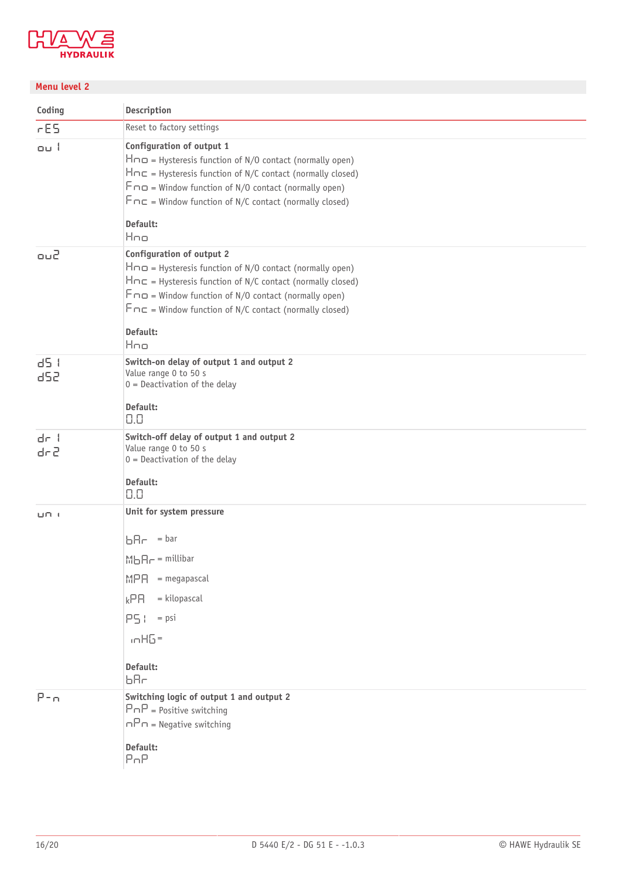## Menu level 2

| Coding | Description |
| --- | --- |
| rES | Reset to factory settings |
| ou1 | **Configuration of output 1**<br>Hno = Hysteresis function of N/O contact (normally open)<br>Hnc = Hysteresis function of N/C contact (normally closed)<br>Fno = Window function of N/O contact (normally open)<br>Fnc = Window function of N/C contact (normally closed)<br><br>**Default:**<br>Hno |
| ou2 | **Configuration of output 2**<br>Hno = Hysteresis function of N/O contact (normally open)<br>Hnc = Hysteresis function of N/C contact (normally closed)<br>Fno = Window function of N/O contact (normally open)<br>Fnc = Window function of N/C contact (normally closed)<br><br>**Default:**<br>Hno |
| dS1<br>dS2 | **Switch-on delay of output 1 and output 2**<br>Value range 0 to 50 s<br>0 = Deactivation of the delay<br><br>**Default:**<br>0.0 |
| dr1<br>dr2 | **Switch-off delay of output 1 and output 2**<br>Value range 0 to 50 s<br>0 = Deactivation of the delay<br><br>**Default:**<br>0.0 |
| uni | **Unit for system pressure**<br><br>bAr = bar<br>MbAr = millibar<br>MPA = megapascal<br>kPA = kilopascal<br>PSI = psi<br>inHG =<br><br>**Default:**<br>bAr |
| P-n | **Switching logic of output 1 and output 2**<br>PnP = Positive switching<br>nPn = Negative switching<br><br>**Default:**<br>PnP |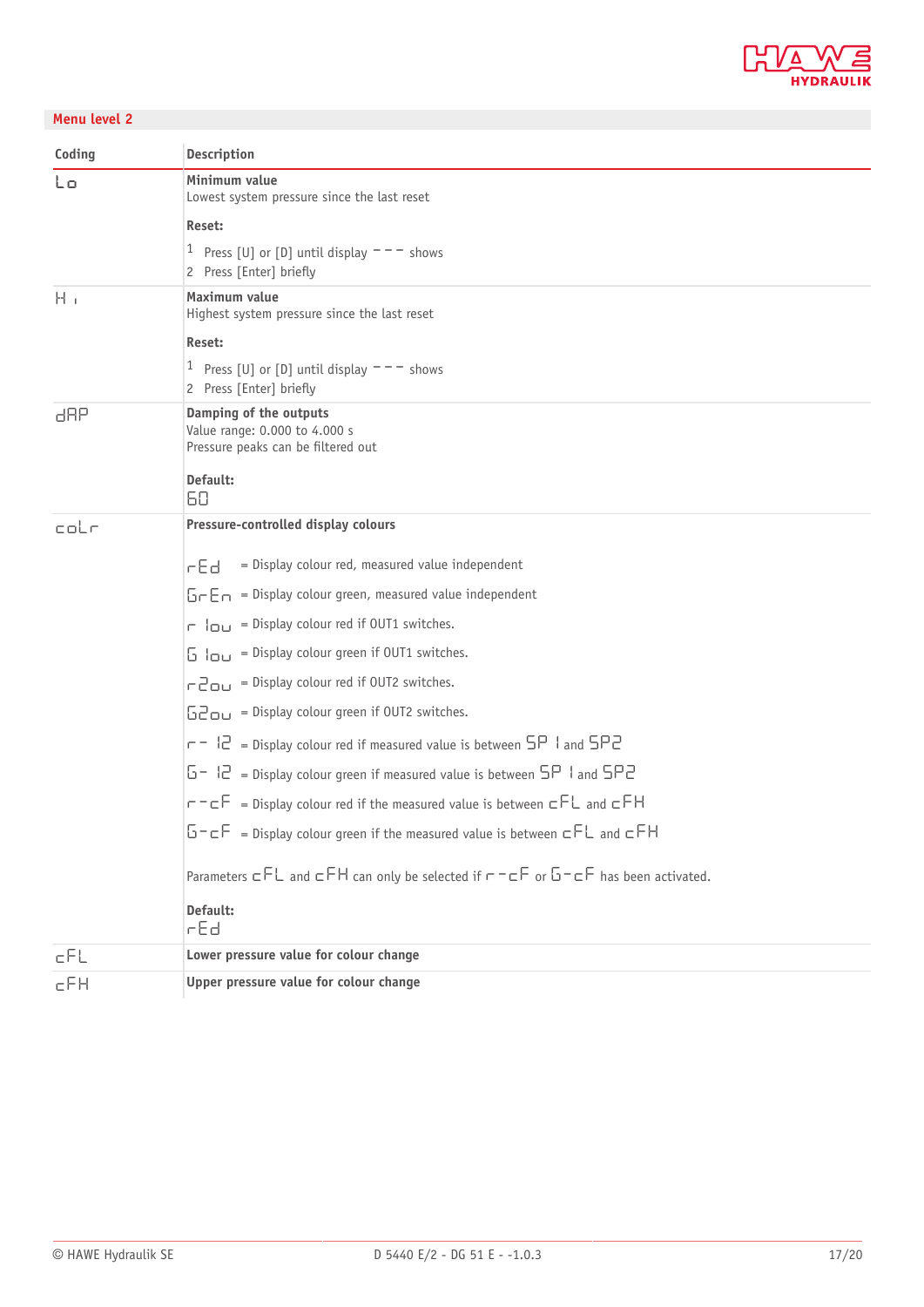## Menu level 2

| Coding | Description |
|---|---|
| Lo | **Minimum value**<br>Lowest system pressure since the last reset<br><br>**Reset:**<br>1 Press [U] or [D] until display --- shows<br>2 Press [Enter] briefly |
| Hi | **Maximum value**<br>Highest system pressure since the last reset<br><br>**Reset:**<br>1 Press [U] or [D] until display --- shows<br>2 Press [Enter] briefly |
| dAP | **Damping of the outputs**<br>Value range: 0.000 to 4.000 s<br>Pressure peaks can be filtered out<br><br>**Default:**<br>60 |
| coLr | **Pressure-controlled display colours**<br><br>rEd = Display colour red, measured value independent<br>GrEn = Display colour green, measured value independent<br>r 1ou = Display colour red if OUT1 switches.<br>G 1ou = Display colour green if OUT1 switches.<br>r2ou = Display colour red if OUT2 switches.<br>G2ou = Display colour green if OUT2 switches.<br>r- 12 = Display colour red if measured value is between SP 1 and SP2<br>G- 12 = Display colour green if measured value is between SP 1 and SP2<br>r-cF = Display colour red if the measured value is between cFL and cFH<br>G-cF = Display colour green if the measured value is between cFL and cFH<br><br>Parameters cFL and cFH can only be selected if r-cF or G-cF has been activated.<br><br>**Default:**<br>rEd |
| cFL | **Lower pressure value for colour change** |
| cFH | **Upper pressure value for colour change** |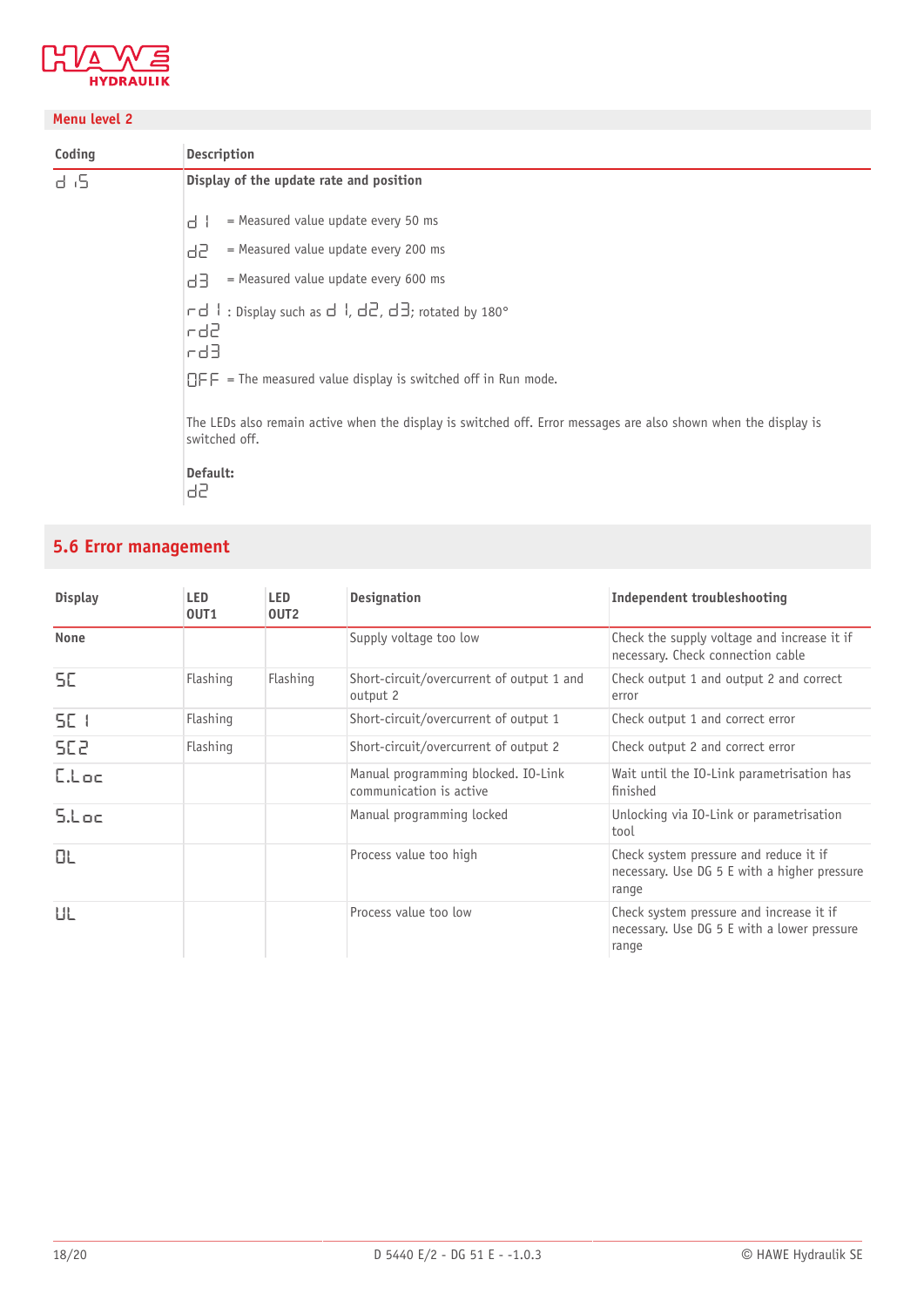### Menu level 2

| Coding | Description |
|---|---|
| d iS | **Display of the update rate and position**<br><br>d 1 = Measured value update every 50 ms<br>d2 = Measured value update every 200 ms<br>d3 = Measured value update every 600 ms<br>rd 1 : Display such as d 1, d2, d3; rotated by 180°<br>rd2<br>rd3<br>OFF = The measured value display is switched off in Run mode.<br><br>The LEDs also remain active when the display is switched off. Error messages are also shown when the display is switched off.<br><br>**Default:**<br>d2 |

## 5.6 Error management

| Display | LED OUT1 | LED OUT2 | Designation | Independent troubleshooting |
|---|---|---|---|---|
| **None** | | | Supply voltage too low | Check the supply voltage and increase it if necessary. Check connection cable |
| SC | Flashing | Flashing | Short-circuit/overcurrent of output 1 and output 2 | Check output 1 and output 2 and correct error |
| SC 1 | Flashing | | Short-circuit/overcurrent of output 1 | Check output 1 and correct error |
| SC2 | Flashing | | Short-circuit/overcurrent of output 2 | Check output 2 and correct error |
| C.Loc | | | Manual programming blocked. IO-Link communication is active | Wait until the IO-Link parametrisation has finished |
| S.Loc | | | Manual programming locked | Unlocking via IO-Link or parametrisation tool |
| OL | | | Process value too high | Check system pressure and reduce it if necessary. Use DG 5 E with a higher pressure range |
| UL | | | Process value too low | Check system pressure and increase it if necessary. Use DG 5 E with a lower pressure range |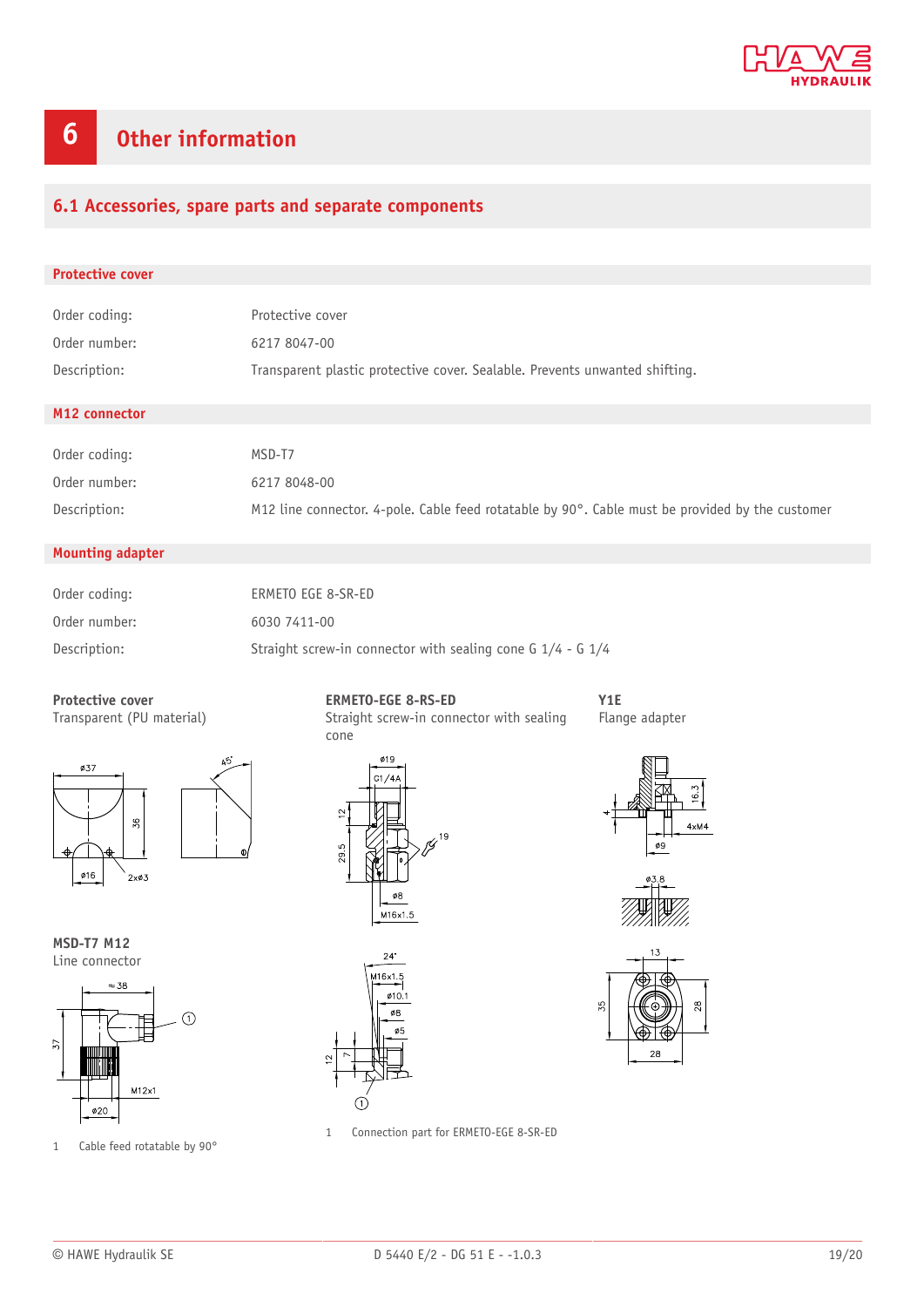# 6 Other information

## 6.1 Accessories, spare parts and separate components

### Protective cover

| | |
|---|---|
| Order coding: | Protective cover |
| Order number: | 6217 8047-00 |
| Description: | Transparent plastic protective cover. Sealable. Prevents unwanted shifting. |

### M12 connector

| | |
|---|---|
| Order coding: | MSD-T7 |
| Order number: | 6217 8048-00 |
| Description: | M12 line connector. 4-pole. Cable feed rotatable by 90°. Cable must be provided by the customer |

### Mounting adapter

| | |
|---|---|
| Order coding: | ERMETO EGE 8-SR-ED |
| Order number: | 6030 7411-00 |
| Description: | Straight screw-in connector with sealing cone G 1/4 - G 1/4 |

**Protective cover**
Transparent (PU material)

**ERMETO-EGE 8-RS-ED**
Straight screw-in connector with sealing cone

**Y1E**
Flange adapter

**MSD-T7 M12**
Line connector

1 Cable feed rotatable by 90°

1 Connection part for ERMETO-EGE 8-SR-ED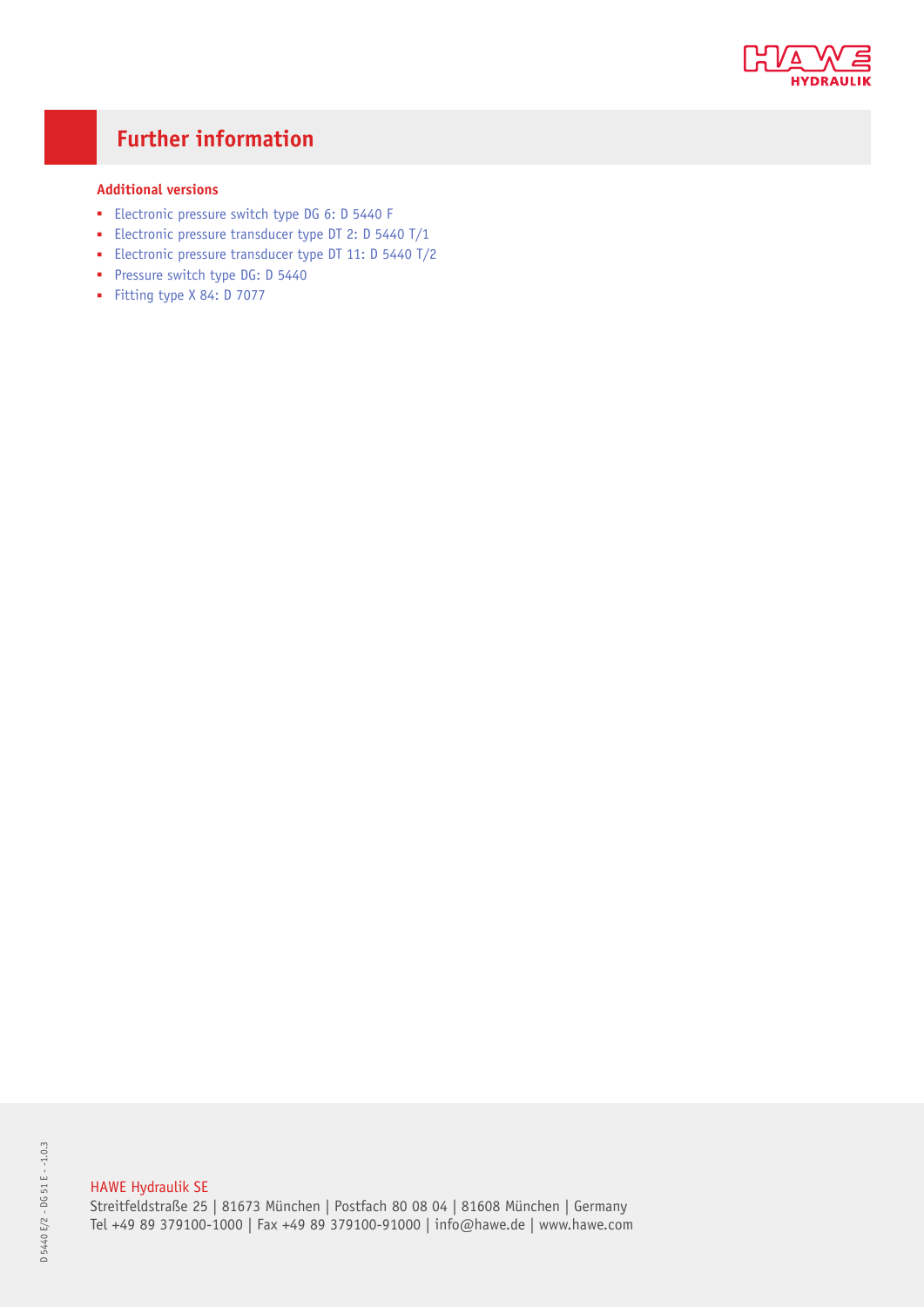# Further information

### Additional versions

- Electronic pressure switch type DG 6: D 5440 F
- Electronic pressure transducer type DT 2: D 5440 T/1
- Electronic pressure transducer type DT 11: D 5440 T/2
- Pressure switch type DG: D 5440
- Fitting type X 84: D 7077

HAWE Hydraulik SE
Streitfeldstraße 25 | 81673 München | Postfach 80 08 04 | 81608 München | Germany
Tel +49 89 379100-1000 | Fax +49 89 379100-91000 | info@hawe.de | www.hawe.com